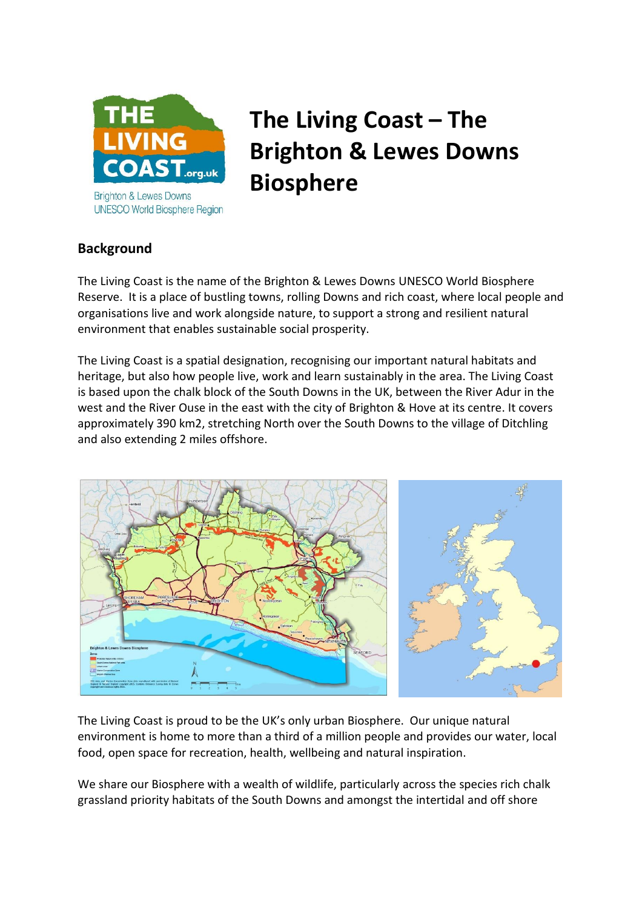# The Living Coast – The Brighton & Lewes Downs Biosphere

## Background

The Living Coast is the name of the Brighton & Lewes Downs UNESCO World Biosphere Reserve. It is a place of bustling towns, rolling Downs and rich coast, where local people and organisations live and work alongside nature, to support a strong and resilient natural environment that enables sustainable social prosperity.

The Living Coast is a spatial designation, recognising our important natural habitats and heritage, but also how people live, work and learn sustainably in the area. The Living Coast is based upon the chalk block of the South Downs in the UK, between the River Adur in the west and the River Ouse in the east with the city of Brighton & Hove at its centre. It covers approximately 390 km2, stretching North over the South Downs to the village of Ditchling and also extending 2 miles offshore.

The Living Coast is proud to be the UK's only urban Biosphere. Our unique natural environment is home to more than a third of a million people and provides our water, local food, open space for recreation, health, wellbeing and natural inspiration.

We share our Biosphere with a wealth of wildlife, particularly across the species rich chalk grassland priority habitats of the South Downs and amongst the intertidal and off shore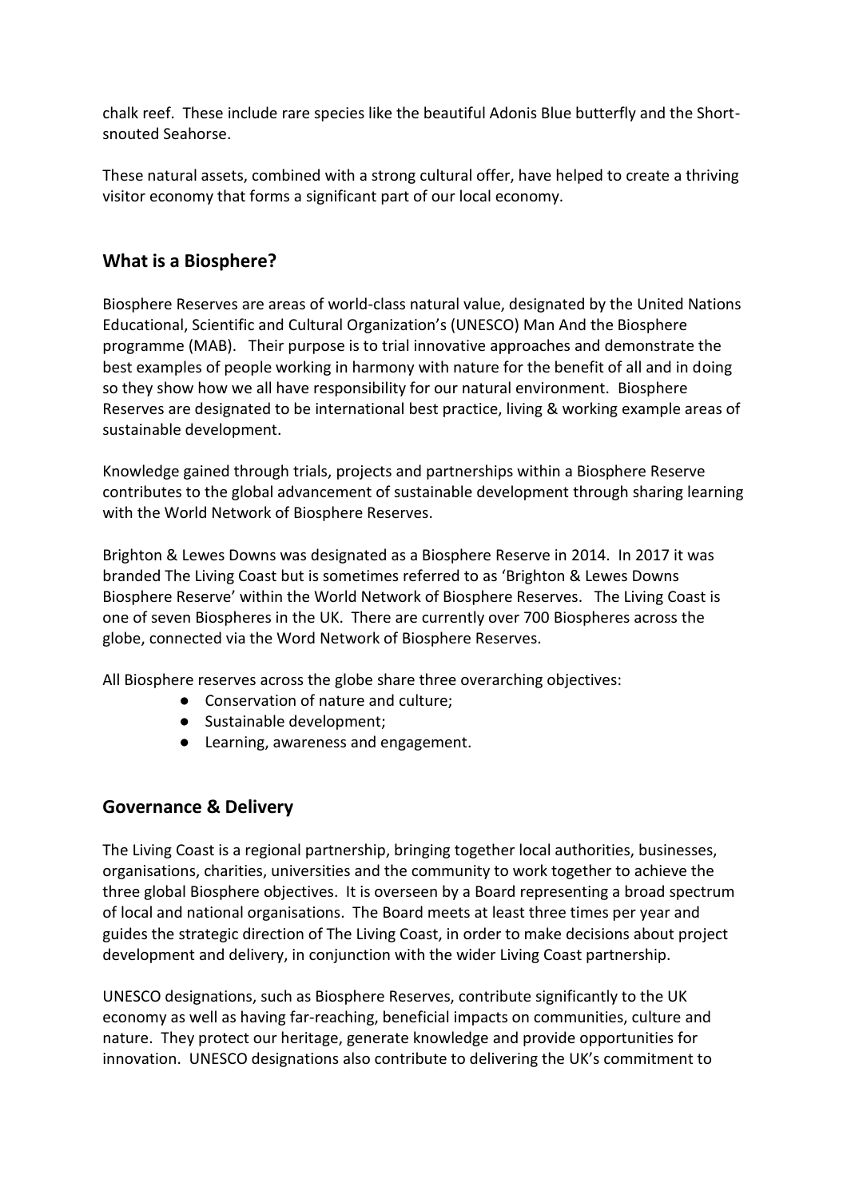chalk reef. These include rare species like the beautiful Adonis Blue butterfly and the Short-snouted Seahorse.

These natural assets, combined with a strong cultural offer, have helped to create a thriving visitor economy that forms a significant part of our local economy.

## What is a Biosphere?

Biosphere Reserves are areas of world-class natural value, designated by the United Nations Educational, Scientific and Cultural Organization's (UNESCO) Man And the Biosphere programme (MAB). Their purpose is to trial innovative approaches and demonstrate the best examples of people working in harmony with nature for the benefit of all and in doing so they show how we all have responsibility for our natural environment. Biosphere Reserves are designated to be international best practice, living & working example areas of sustainable development.

Knowledge gained through trials, projects and partnerships within a Biosphere Reserve contributes to the global advancement of sustainable development through sharing learning with the World Network of Biosphere Reserves.

Brighton & Lewes Downs was designated as a Biosphere Reserve in 2014. In 2017 it was branded The Living Coast but is sometimes referred to as 'Brighton & Lewes Downs Biosphere Reserve' within the World Network of Biosphere Reserves. The Living Coast is one of seven Biospheres in the UK. There are currently over 700 Biospheres across the globe, connected via the Word Network of Biosphere Reserves.

All Biosphere reserves across the globe share three overarching objectives:

- Conservation of nature and culture;
- Sustainable development;
- Learning, awareness and engagement.

## Governance & Delivery

The Living Coast is a regional partnership, bringing together local authorities, businesses, organisations, charities, universities and the community to work together to achieve the three global Biosphere objectives. It is overseen by a Board representing a broad spectrum of local and national organisations. The Board meets at least three times per year and guides the strategic direction of The Living Coast, in order to make decisions about project development and delivery, in conjunction with the wider Living Coast partnership.

UNESCO designations, such as Biosphere Reserves, contribute significantly to the UK economy as well as having far-reaching, beneficial impacts on communities, culture and nature. They protect our heritage, generate knowledge and provide opportunities for innovation. UNESCO designations also contribute to delivering the UK's commitment to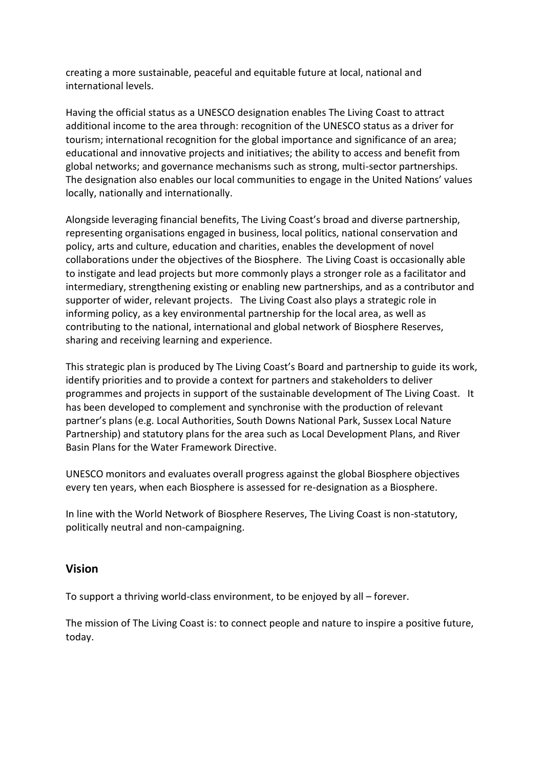creating a more sustainable, peaceful and equitable future at local, national and international levels.

Having the official status as a UNESCO designation enables The Living Coast to attract additional income to the area through: recognition of the UNESCO status as a driver for tourism; international recognition for the global importance and significance of an area; educational and innovative projects and initiatives; the ability to access and benefit from global networks; and governance mechanisms such as strong, multi-sector partnerships. The designation also enables our local communities to engage in the United Nations' values locally, nationally and internationally.

Alongside leveraging financial benefits, The Living Coast's broad and diverse partnership, representing organisations engaged in business, local politics, national conservation and policy, arts and culture, education and charities, enables the development of novel collaborations under the objectives of the Biosphere. The Living Coast is occasionally able to instigate and lead projects but more commonly plays a stronger role as a facilitator and intermediary, strengthening existing or enabling new partnerships, and as a contributor and supporter of wider, relevant projects. The Living Coast also plays a strategic role in informing policy, as a key environmental partnership for the local area, as well as contributing to the national, international and global network of Biosphere Reserves, sharing and receiving learning and experience.

This strategic plan is produced by The Living Coast's Board and partnership to guide its work, identify priorities and to provide a context for partners and stakeholders to deliver programmes and projects in support of the sustainable development of The Living Coast. It has been developed to complement and synchronise with the production of relevant partner's plans (e.g. Local Authorities, South Downs National Park, Sussex Local Nature Partnership) and statutory plans for the area such as Local Development Plans, and River Basin Plans for the Water Framework Directive.

UNESCO monitors and evaluates overall progress against the global Biosphere objectives every ten years, when each Biosphere is assessed for re-designation as a Biosphere.

In line with the World Network of Biosphere Reserves, The Living Coast is non-statutory, politically neutral and non-campaigning.

## Vision

To support a thriving world-class environment, to be enjoyed by all – forever.

The mission of The Living Coast is: to connect people and nature to inspire a positive future, today.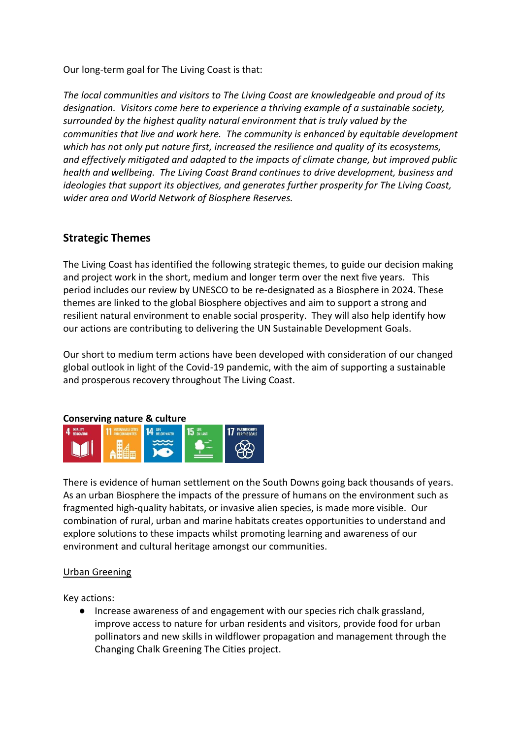Our long-term goal for The Living Coast is that:

*The local communities and visitors to The Living Coast are knowledgeable and proud of its designation. Visitors come here to experience a thriving example of a sustainable society, surrounded by the highest quality natural environment that is truly valued by the communities that live and work here. The community is enhanced by equitable development which has not only put nature first, increased the resilience and quality of its ecosystems, and effectively mitigated and adapted to the impacts of climate change, but improved public health and wellbeing. The Living Coast Brand continues to drive development, business and ideologies that support its objectives, and generates further prosperity for The Living Coast, wider area and World Network of Biosphere Reserves.*

## Strategic Themes

The Living Coast has identified the following strategic themes, to guide our decision making and project work in the short, medium and longer term over the next five years. This period includes our review by UNESCO to be re-designated as a Biosphere in 2024. These themes are linked to the global Biosphere objectives and aim to support a strong and resilient natural environment to enable social prosperity. They will also help identify how our actions are contributing to delivering the UN Sustainable Development Goals.

Our short to medium term actions have been developed with consideration of our changed global outlook in light of the Covid-19 pandemic, with the aim of supporting a sustainable and prosperous recovery throughout The Living Coast.

**Conserving nature & culture**

4 QUALITY EDUCATION | 11 SUSTAINABLE CITIES AND COMMUNITIES | 14 LIFE BELOW WATER | 15 LIFE ON LAND | 17 PARTNERSHIPS FOR THE GOALS

There is evidence of human settlement on the South Downs going back thousands of years. As an urban Biosphere the impacts of the pressure of humans on the environment such as fragmented high-quality habitats, or invasive alien species, is made more visible. Our combination of rural, urban and marine habitats creates opportunities to understand and explore solutions to these impacts whilst promoting learning and awareness of our environment and cultural heritage amongst our communities.

<u>Urban Greening</u>

Key actions:

- Increase awareness of and engagement with our species rich chalk grassland, improve access to nature for urban residents and visitors, provide food for urban pollinators and new skills in wildflower propagation and management through the Changing Chalk Greening The Cities project.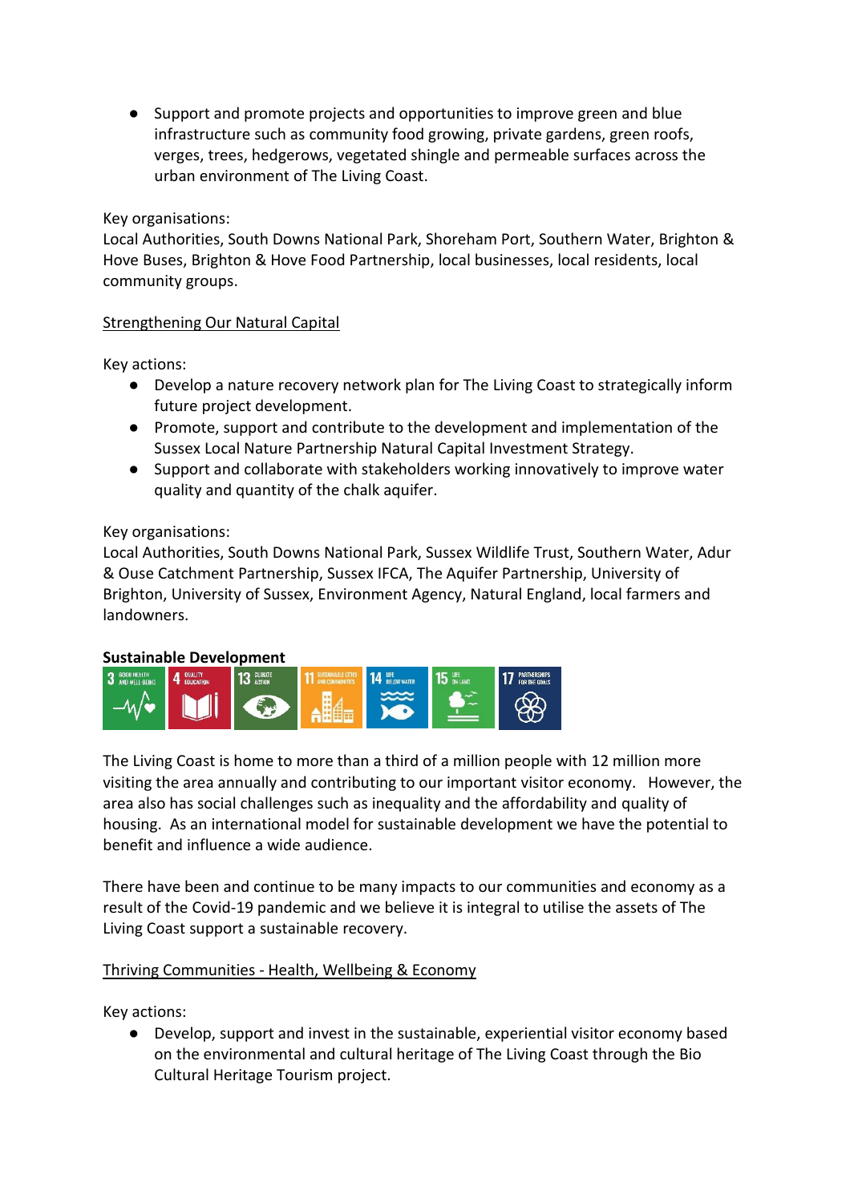- Support and promote projects and opportunities to improve green and blue infrastructure such as community food growing, private gardens, green roofs, verges, trees, hedgerows, vegetated shingle and permeable surfaces across the urban environment of The Living Coast.

Key organisations:
Local Authorities, South Downs National Park, Shoreham Port, Southern Water, Brighton & Hove Buses, Brighton & Hove Food Partnership, local businesses, local residents, local community groups.

Strengthening Our Natural Capital

Key actions:

- Develop a nature recovery network plan for The Living Coast to strategically inform future project development.
- Promote, support and contribute to the development and implementation of the Sussex Local Nature Partnership Natural Capital Investment Strategy.
- Support and collaborate with stakeholders working innovatively to improve water quality and quantity of the chalk aquifer.

Key organisations:
Local Authorities, South Downs National Park, Sussex Wildlife Trust, Southern Water, Adur & Ouse Catchment Partnership, Sussex IFCA, The Aquifer Partnership, University of Brighton, University of Sussex, Environment Agency, Natural England, local farmers and landowners.

**Sustainable Development**

3 GOOD HEALTH AND WELL-BEING | 4 QUALITY EDUCATION | 13 CLIMATE ACTION | 11 SUSTAINABLE CITIES AND COMMUNITIES | 14 LIFE BELOW WATER | 15 LIFE ON LAND | 17 PARTNERSHIPS FOR THE GOALS

The Living Coast is home to more than a third of a million people with 12 million more visiting the area annually and contributing to our important visitor economy. However, the area also has social challenges such as inequality and the affordability and quality of housing. As an international model for sustainable development we have the potential to benefit and influence a wide audience.

There have been and continue to be many impacts to our communities and economy as a result of the Covid-19 pandemic and we believe it is integral to utilise the assets of The Living Coast support a sustainable recovery.

Thriving Communities - Health, Wellbeing & Economy

Key actions:

- Develop, support and invest in the sustainable, experiential visitor economy based on the environmental and cultural heritage of The Living Coast through the Bio Cultural Heritage Tourism project.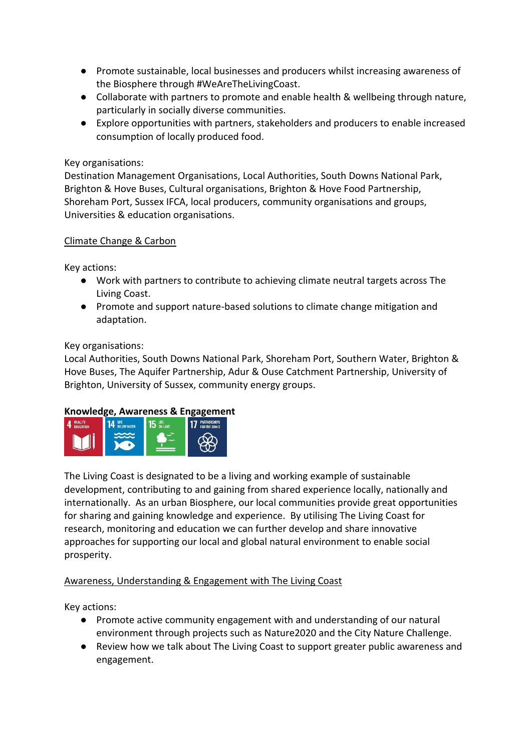- Promote sustainable, local businesses and producers whilst increasing awareness of the Biosphere through #WeAreTheLivingCoast.
- Collaborate with partners to promote and enable health & wellbeing through nature, particularly in socially diverse communities.
- Explore opportunities with partners, stakeholders and producers to enable increased consumption of locally produced food.

Key organisations:
Destination Management Organisations, Local Authorities, South Downs National Park, Brighton & Hove Buses, Cultural organisations, Brighton & Hove Food Partnership, Shoreham Port, Sussex IFCA, local producers, community organisations and groups, Universities & education organisations.

Climate Change & Carbon

Key actions:

- Work with partners to contribute to achieving climate neutral targets across The Living Coast.
- Promote and support nature-based solutions to climate change mitigation and adaptation.

Key organisations:
Local Authorities, South Downs National Park, Shoreham Port, Southern Water, Brighton & Hove Buses, The Aquifer Partnership, Adur & Ouse Catchment Partnership, University of Brighton, University of Sussex, community energy groups.

**Knowledge, Awareness & Engagement**

The Living Coast is designated to be a living and working example of sustainable development, contributing to and gaining from shared experience locally, nationally and internationally. As an urban Biosphere, our local communities provide great opportunities for sharing and gaining knowledge and experience. By utilising The Living Coast for research, monitoring and education we can further develop and share innovative approaches for supporting our local and global natural environment to enable social prosperity.

Awareness, Understanding & Engagement with The Living Coast

Key actions:

- Promote active community engagement with and understanding of our natural environment through projects such as Nature2020 and the City Nature Challenge.
- Review how we talk about The Living Coast to support greater public awareness and engagement.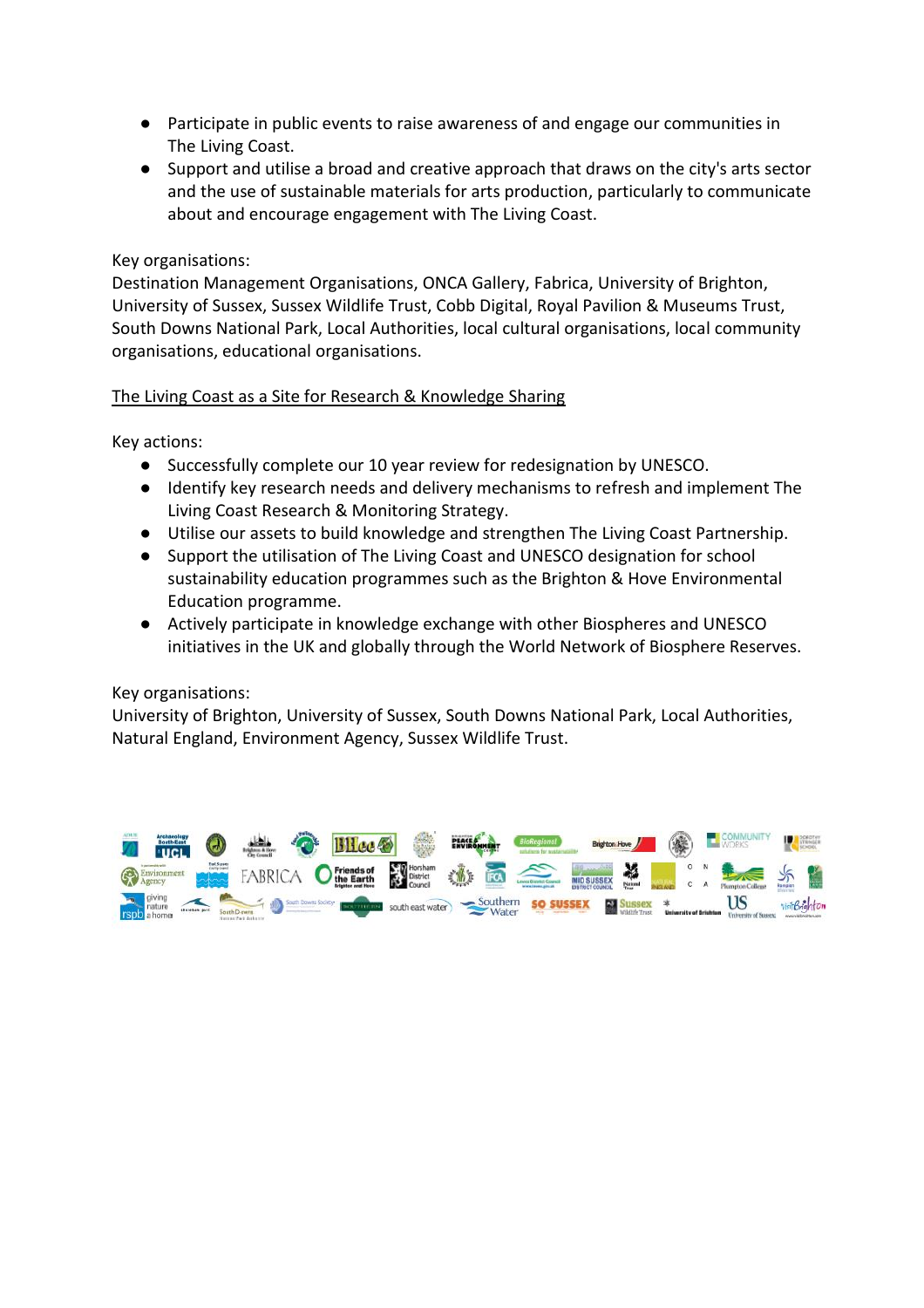- Participate in public events to raise awareness of and engage our communities in The Living Coast.
- Support and utilise a broad and creative approach that draws on the city's arts sector and the use of sustainable materials for arts production, particularly to communicate about and encourage engagement with The Living Coast.

Key organisations:
Destination Management Organisations, ONCA Gallery, Fabrica, University of Brighton, University of Sussex, Sussex Wildlife Trust, Cobb Digital, Royal Pavilion & Museums Trust, South Downs National Park, Local Authorities, local cultural organisations, local community organisations, educational organisations.

<u>The Living Coast as a Site for Research & Knowledge Sharing</u>

Key actions:
- Successfully complete our 10 year review for redesignation by UNESCO.
- Identify key research needs and delivery mechanisms to refresh and implement The Living Coast Research & Monitoring Strategy.
- Utilise our assets to build knowledge and strengthen The Living Coast Partnership.
- Support the utilisation of The Living Coast and UNESCO designation for school sustainability education programmes such as the Brighton & Hove Environmental Education programme.
- Actively participate in knowledge exchange with other Biospheres and UNESCO initiatives in the UK and globally through the World Network of Biosphere Reserves.

Key organisations:
University of Brighton, University of Sussex, South Downs National Park, Local Authorities, Natural England, Environment Agency, Sussex Wildlife Trust.